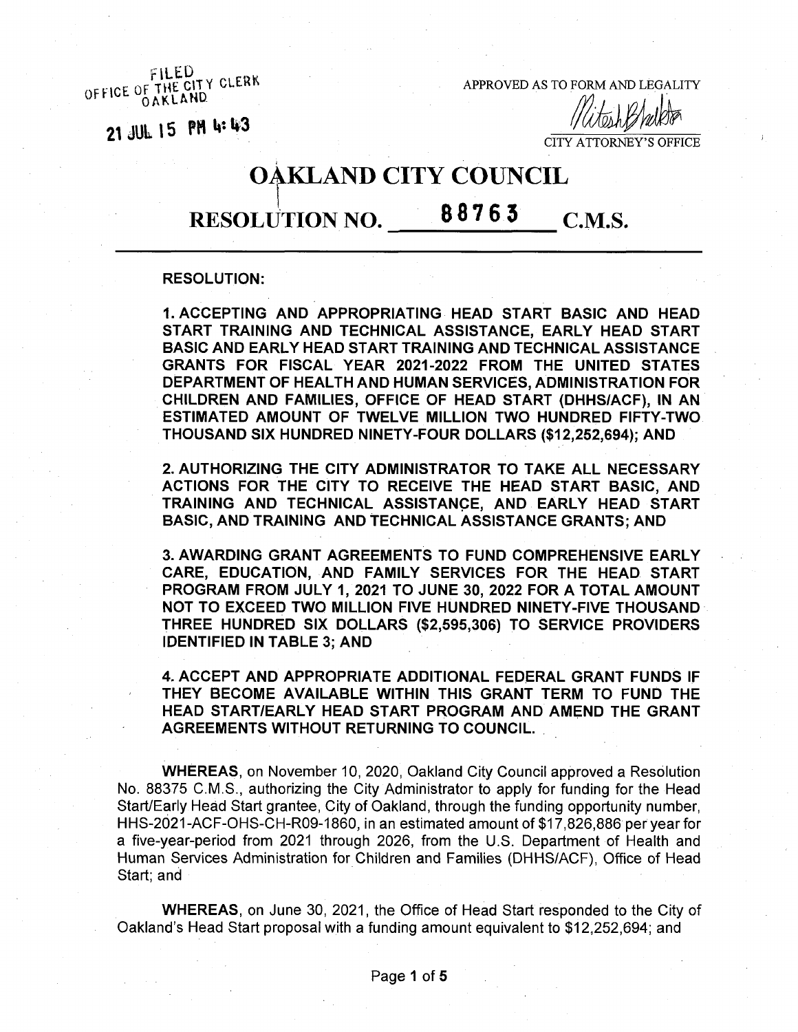FILED
OFFICE OF THE CITY CLERK
OAKLAND

21 JUL 15 PM 4:43

APPROVED AS TO FORM AND LEGALITY

CITY ATTORNEY'S OFFICE

# OAKLAND CITY COUNCIL

## RESOLUTION NO. 88763 C.M.S.

**RESOLUTION:**

**1. ACCEPTING AND APPROPRIATING HEAD START BASIC AND HEAD START TRAINING AND TECHNICAL ASSISTANCE, EARLY HEAD START BASIC AND EARLY HEAD START TRAINING AND TECHNICAL ASSISTANCE GRANTS FOR FISCAL YEAR 2021-2022 FROM THE UNITED STATES DEPARTMENT OF HEALTH AND HUMAN SERVICES, ADMINISTRATION FOR CHILDREN AND FAMILIES, OFFICE OF HEAD START (DHHS/ACF), IN AN ESTIMATED AMOUNT OF TWELVE MILLION TWO HUNDRED FIFTY-TWO THOUSAND SIX HUNDRED NINETY-FOUR DOLLARS ($12,252,694); AND**

**2. AUTHORIZING THE CITY ADMINISTRATOR TO TAKE ALL NECESSARY ACTIONS FOR THE CITY TO RECEIVE THE HEAD START BASIC, AND TRAINING AND TECHNICAL ASSISTANCE, AND EARLY HEAD START BASIC, AND TRAINING AND TECHNICAL ASSISTANCE GRANTS; AND**

**3. AWARDING GRANT AGREEMENTS TO FUND COMPREHENSIVE EARLY CARE, EDUCATION, AND FAMILY SERVICES FOR THE HEAD START PROGRAM FROM JULY 1, 2021 TO JUNE 30, 2022 FOR A TOTAL AMOUNT NOT TO EXCEED TWO MILLION FIVE HUNDRED NINETY-FIVE THOUSAND THREE HUNDRED SIX DOLLARS ($2,595,306) TO SERVICE PROVIDERS IDENTIFIED IN TABLE 3; AND**

**4. ACCEPT AND APPROPRIATE ADDITIONAL FEDERAL GRANT FUNDS IF THEY BECOME AVAILABLE WITHIN THIS GRANT TERM TO FUND THE HEAD START/EARLY HEAD START PROGRAM AND AMEND THE GRANT AGREEMENTS WITHOUT RETURNING TO COUNCIL.**

**WHEREAS**, on November 10, 2020, Oakland City Council approved a Resolution No. 88375 C.M.S., authorizing the City Administrator to apply for funding for the Head Start/Early Head Start grantee, City of Oakland, through the funding opportunity number, HHS-2021-ACF-OHS-CH-R09-1860, in an estimated amount of $17,826,886 per year for a five-year-period from 2021 through 2026, from the U.S. Department of Health and Human Services Administration for Children and Families (DHHS/ACF), Office of Head Start; and

**WHEREAS**, on June 30, 2021, the Office of Head Start responded to the City of Oakland's Head Start proposal with a funding amount equivalent to $12,252,694; and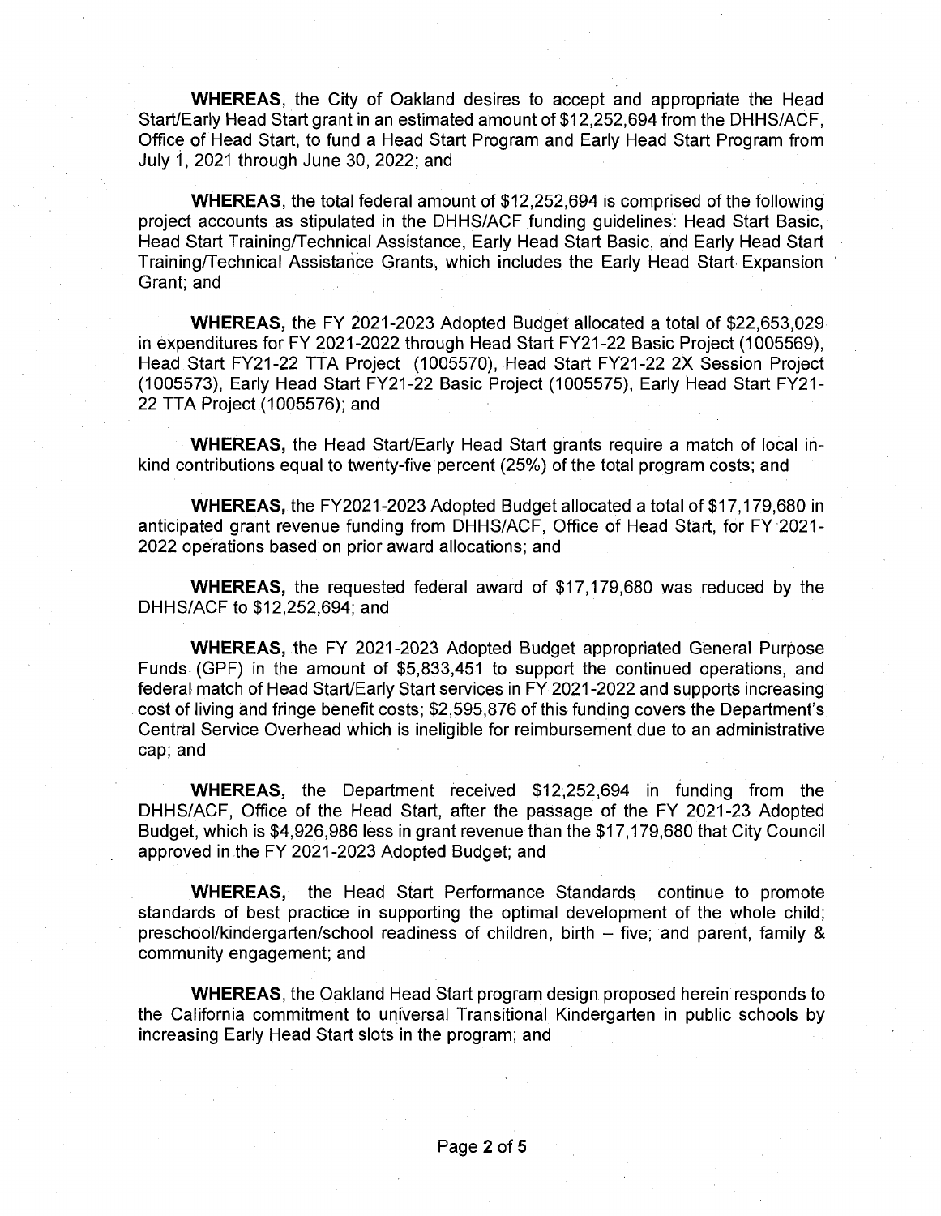**WHEREAS**, the City of Oakland desires to accept and appropriate the Head Start/Early Head Start grant in an estimated amount of $12,252,694 from the DHHS/ACF, Office of Head Start, to fund a Head Start Program and Early Head Start Program from July 1, 2021 through June 30, 2022; and

**WHEREAS**, the total federal amount of $12,252,694 is comprised of the following project accounts as stipulated in the DHHS/ACF funding guidelines: Head Start Basic, Head Start Training/Technical Assistance, Early Head Start Basic, and Early Head Start Training/Technical Assistance Grants, which includes the Early Head Start Expansion Grant; and

**WHEREAS,** the FY 2021-2023 Adopted Budget allocated a total of $22,653,029 in expenditures for FY 2021-2022 through Head Start FY21-22 Basic Project (1005569), Head Start FY21-22 TTA Project (1005570), Head Start FY21-22 2X Session Project (1005573), Early Head Start FY21-22 Basic Project (1005575), Early Head Start FY21-22 TTA Project (1005576); and

**WHEREAS,** the Head Start/Early Head Start grants require a match of local in-kind contributions equal to twenty-five percent (25%) of the total program costs; and

**WHEREAS,** the FY2021-2023 Adopted Budget allocated a total of $17,179,680 in anticipated grant revenue funding from DHHS/ACF, Office of Head Start, for FY 2021-2022 operations based on prior award allocations; and

**WHEREAS,** the requested federal award of $17,179,680 was reduced by the DHHS/ACF to $12,252,694; and

**WHEREAS,** the FY 2021-2023 Adopted Budget appropriated General Purpose Funds (GPF) in the amount of $5,833,451 to support the continued operations, and federal match of Head Start/Early Start services in FY 2021-2022 and supports increasing cost of living and fringe benefit costs; $2,595,876 of this funding covers the Department's Central Service Overhead which is ineligible for reimbursement due to an administrative cap; and

**WHEREAS,** the Department received $12,252,694 in funding from the DHHS/ACF, Office of the Head Start, after the passage of the FY 2021-23 Adopted Budget, which is $4,926,986 less in grant revenue than the $17,179,680 that City Council approved in the FY 2021-2023 Adopted Budget; and

**WHEREAS,** the Head Start Performance Standards continue to promote standards of best practice in supporting the optimal development of the whole child; preschool/kindergarten/school readiness of children, birth – five; and parent, family & community engagement; and

**WHEREAS**, the Oakland Head Start program design proposed herein responds to the California commitment to universal Transitional Kindergarten in public schools by increasing Early Head Start slots in the program; and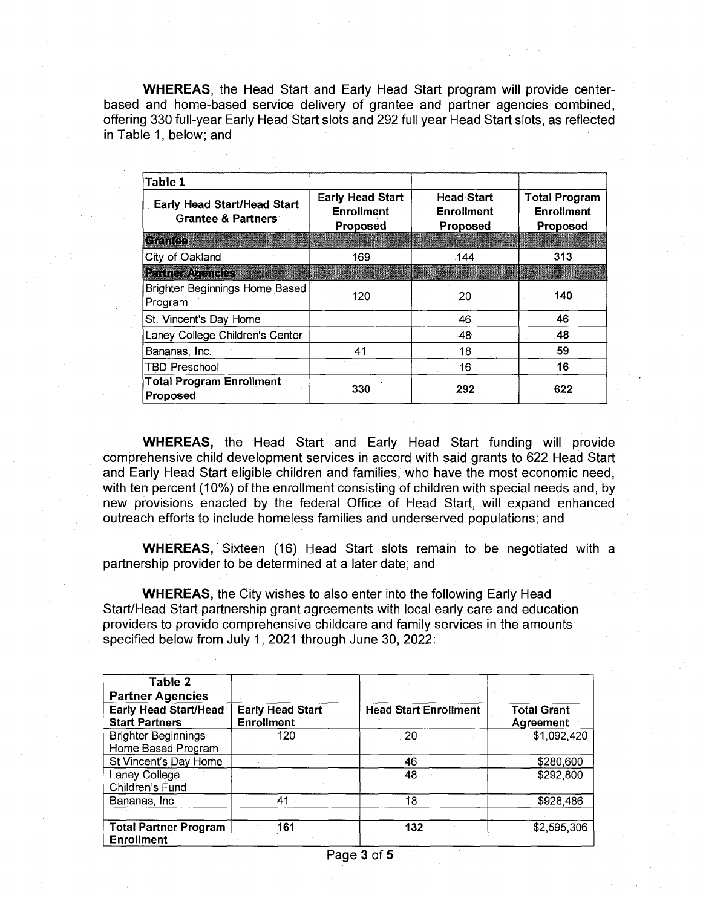**WHEREAS**, the Head Start and Early Head Start program will provide center-based and home-based service delivery of grantee and partner agencies combined, offering 330 full-year Early Head Start slots and 292 full year Head Start slots, as reflected in Table 1, below; and

| Table 1 | | | |
|---|---|---|---|
| **Early Head Start/Head Start Grantee & Partners** | **Early Head Start Enrollment Proposed** | **Head Start Enrollment Proposed** | **Total Program Enrollment Proposed** |
| **Grantee** | | | |
| City of Oakland | 169 | 144 | **313** |
| **Partner Agencies** | | | |
| Brighter Beginnings Home Based Program | 120 | 20 | **140** |
| St. Vincent's Day Home | | 46 | **46** |
| Laney College Children's Center | | 48 | **48** |
| Bananas, Inc. | 41 | 18 | **59** |
| TBD Preschool | | 16 | **16** |
| **Total Program Enrollment Proposed** | **330** | **292** | **622** |

**WHEREAS,** the Head Start and Early Head Start funding will provide comprehensive child development services in accord with said grants to 622 Head Start and Early Head Start eligible children and families, who have the most economic need, with ten percent (10%) of the enrollment consisting of children with special needs and, by new provisions enacted by the federal Office of Head Start, will expand enhanced outreach efforts to include homeless families and underserved populations; and

**WHEREAS,** Sixteen (16) Head Start slots remain to be negotiated with a partnership provider to be determined at a later date; and

**WHEREAS,** the City wishes to also enter into the following Early Head Start/Head Start partnership grant agreements with local early care and education providers to provide comprehensive childcare and family services in the amounts specified below from July 1, 2021 through June 30, 2022:

| **Table 2 Partner Agencies** | | | |
|---|---|---|---|
| **Early Head Start/Head Start Partners** | **Early Head Start Enrollment** | **Head Start Enrollment** | **Total Grant Agreement** |
| Brighter Beginnings Home Based Program | 120 | 20 | $1,092,420 |
| St Vincent's Day Home | | 46 | $280,600 |
| Laney College Children's Fund | | 48 | $292,800 |
| Bananas, Inc | 41 | 18 | $928,486 |
| | | | |
| **Total Partner Program Enrollment** | **161** | **132** | $2,595,306 |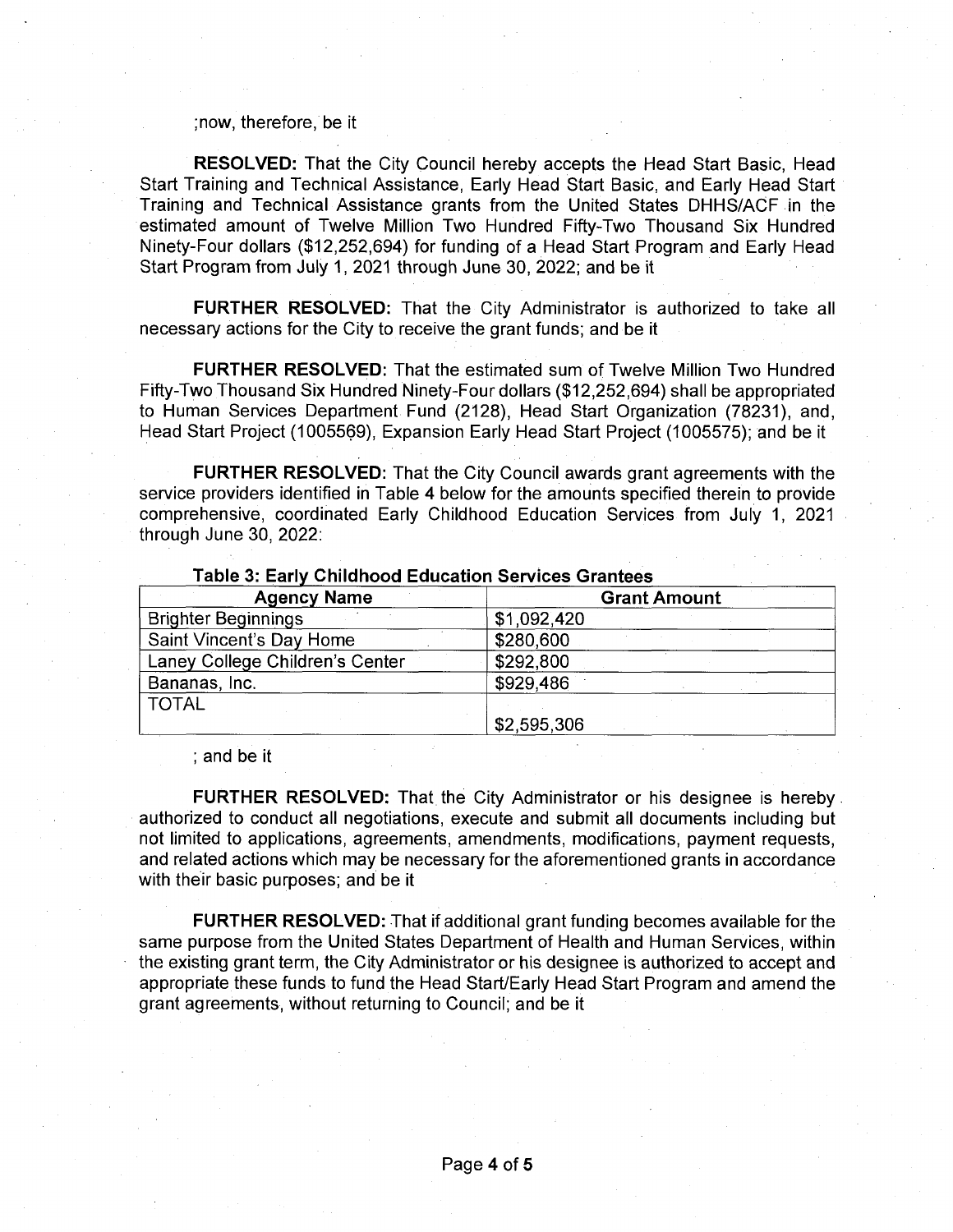;now, therefore, be it

**RESOLVED:** That the City Council hereby accepts the Head Start Basic, Head Start Training and Technical Assistance, Early Head Start Basic, and Early Head Start Training and Technical Assistance grants from the United States DHHS/ACF in the estimated amount of Twelve Million Two Hundred Fifty-Two Thousand Six Hundred Ninety-Four dollars ($12,252,694) for funding of a Head Start Program and Early Head Start Program from July 1, 2021 through June 30, 2022; and be it

**FURTHER RESOLVED:** That the City Administrator is authorized to take all necessary actions for the City to receive the grant funds; and be it

**FURTHER RESOLVED:** That the estimated sum of Twelve Million Two Hundred Fifty-Two Thousand Six Hundred Ninety-Four dollars ($12,252,694) shall be appropriated to Human Services Department Fund (2128), Head Start Organization (78231), and, Head Start Project (1005569), Expansion Early Head Start Project (1005575); and be it

**FURTHER RESOLVED:** That the City Council awards grant agreements with the service providers identified in Table 4 below for the amounts specified therein to provide comprehensive, coordinated Early Childhood Education Services from July 1, 2021 through June 30, 2022:

**Table 3: Early Childhood Education Services Grantees**

| Agency Name | Grant Amount |
|---|---|
| Brighter Beginnings | $1,092,420 |
| Saint Vincent's Day Home | $280,600 |
| Laney College Children's Center | $292,800 |
| Bananas, Inc. | $929,486 |
| TOTAL | $2,595,306 |

; and be it

**FURTHER RESOLVED:** That the City Administrator or his designee is hereby authorized to conduct all negotiations, execute and submit all documents including but not limited to applications, agreements, amendments, modifications, payment requests, and related actions which may be necessary for the aforementioned grants in accordance with their basic purposes; and be it

**FURTHER RESOLVED:** That if additional grant funding becomes available for the same purpose from the United States Department of Health and Human Services, within the existing grant term, the City Administrator or his designee is authorized to accept and appropriate these funds to fund the Head Start/Early Head Start Program and amend the grant agreements, without returning to Council; and be it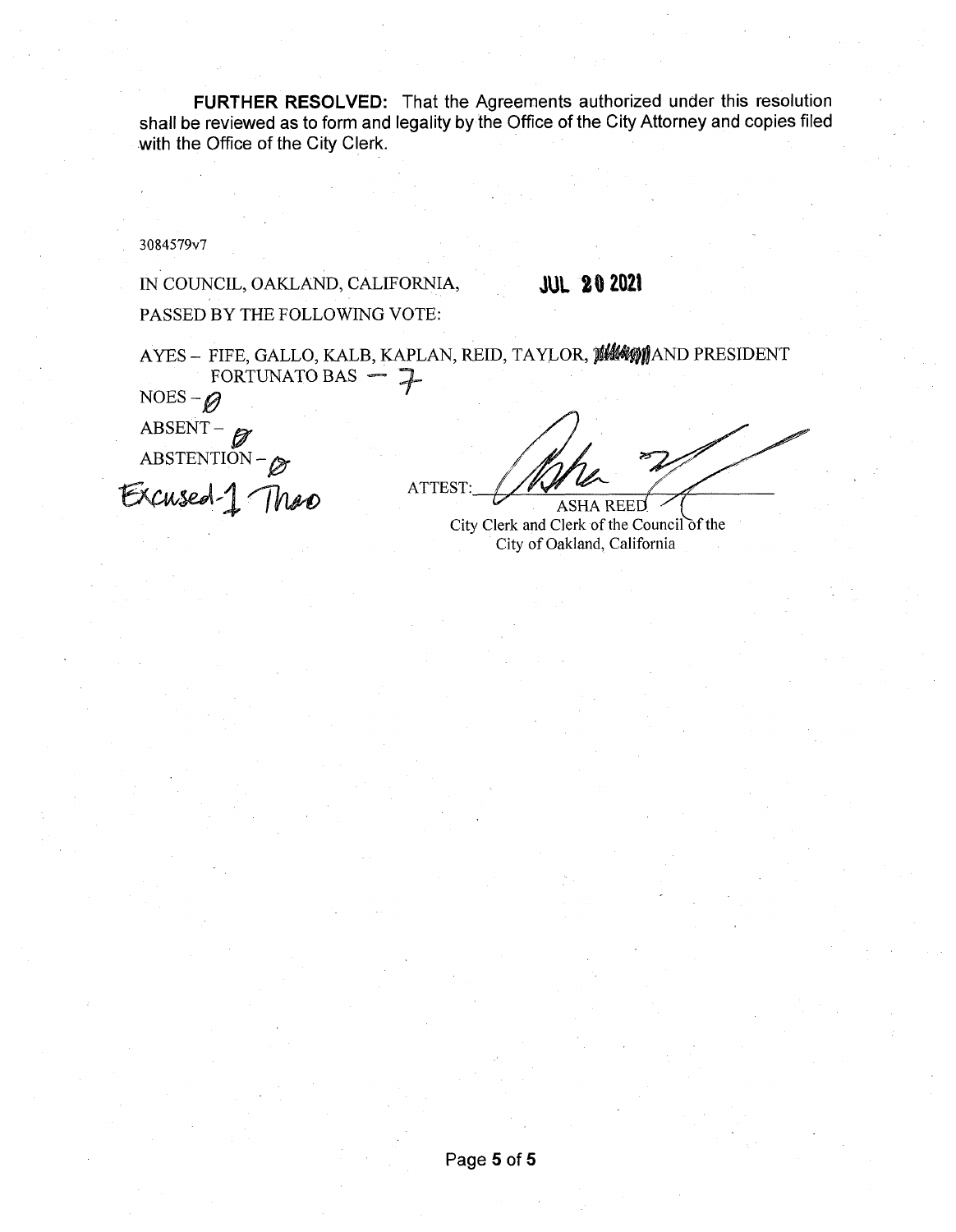**FURTHER RESOLVED:** That the Agreements authorized under this resolution shall be reviewed as to form and legality by the Office of the City Attorney and copies filed with the Office of the City Clerk.

3084579v7

IN COUNCIL, OAKLAND, CALIFORNIA, **JUL 20 2021**

PASSED BY THE FOLLOWING VOTE:

AYES – FIFE, GALLO, KALB, KAPLAN, REID, TAYLOR, ~~THAO~~ AND PRESIDENT FORTUNATO BAS – 7

NOES – Ø

ABSENT – Ø

ABSTENTION – Ø

Excused-1 Thao

ATTEST: ______________________
ASHA REED
City Clerk and Clerk of the Council of the City of Oakland, California